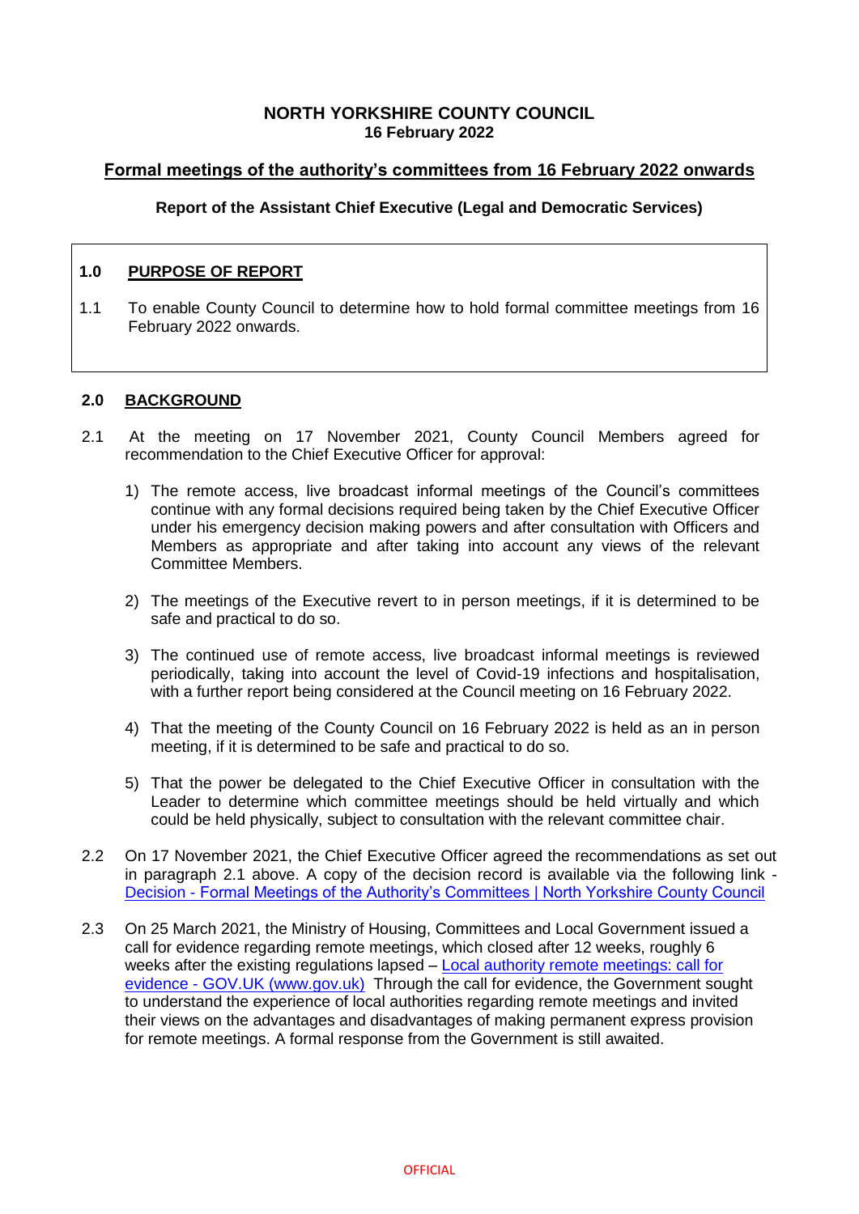**NORTH YORKSHIRE COUNTY COUNCIL**
**16 February 2022**

# Formal meetings of the authority's committees from 16 February 2022 onwards

**Report of the Assistant Chief Executive (Legal and Democratic Services)**

## 1.0 PURPOSE OF REPORT

1.1 To enable County Council to determine how to hold formal committee meetings from 16 February 2022 onwards.

## 2.0 BACKGROUND

2.1 At the meeting on 17 November 2021, County Council Members agreed for recommendation to the Chief Executive Officer for approval:

1) The remote access, live broadcast informal meetings of the Council's committees continue with any formal decisions required being taken by the Chief Executive Officer under his emergency decision making powers and after consultation with Officers and Members as appropriate and after taking into account any views of the relevant Committee Members.

2) The meetings of the Executive revert to in person meetings, if it is determined to be safe and practical to do so.

3) The continued use of remote access, live broadcast informal meetings is reviewed periodically, taking into account the level of Covid-19 infections and hospitalisation, with a further report being considered at the Council meeting on 16 February 2022.

4) That the meeting of the County Council on 16 February 2022 is held as an in person meeting, if it is determined to be safe and practical to do so.

5) That the power be delegated to the Chief Executive Officer in consultation with the Leader to determine which committee meetings should be held virtually and which could be held physically, subject to consultation with the relevant committee chair.

2.2 On 17 November 2021, the Chief Executive Officer agreed the recommendations as set out in paragraph 2.1 above. A copy of the decision record is available via the following link - Decision - Formal Meetings of the Authority's Committees | North Yorkshire County Council

2.3 On 25 March 2021, the Ministry of Housing, Committees and Local Government issued a call for evidence regarding remote meetings, which closed after 12 weeks, roughly 6 weeks after the existing regulations lapsed – Local authority remote meetings: call for evidence - GOV.UK (www.gov.uk) Through the call for evidence, the Government sought to understand the experience of local authorities regarding remote meetings and invited their views on the advantages and disadvantages of making permanent express provision for remote meetings. A formal response from the Government is still awaited.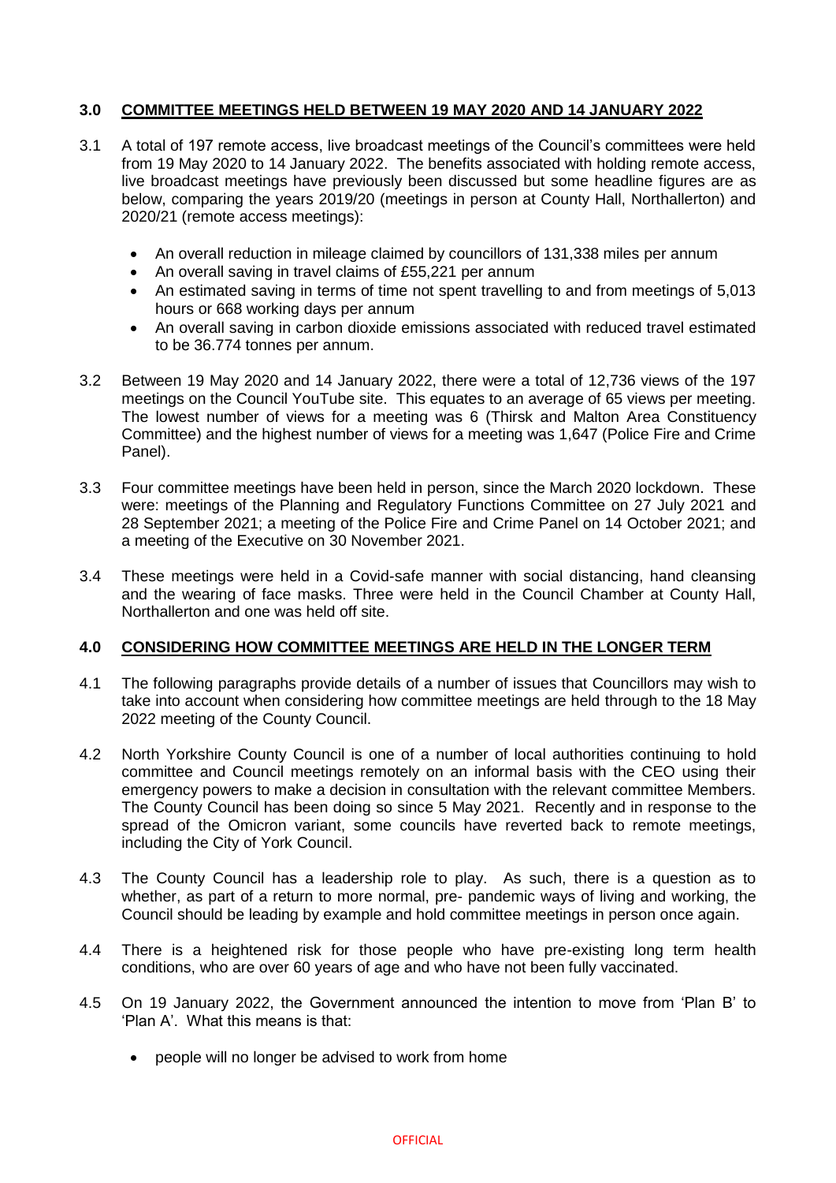## 3.0 COMMITTEE MEETINGS HELD BETWEEN 19 MAY 2020 AND 14 JANUARY 2022

3.1 A total of 197 remote access, live broadcast meetings of the Council's committees were held from 19 May 2020 to 14 January 2022. The benefits associated with holding remote access, live broadcast meetings have previously been discussed but some headline figures are as below, comparing the years 2019/20 (meetings in person at County Hall, Northallerton) and 2020/21 (remote access meetings):

- An overall reduction in mileage claimed by councillors of 131,338 miles per annum
- An overall saving in travel claims of £55,221 per annum
- An estimated saving in terms of time not spent travelling to and from meetings of 5,013 hours or 668 working days per annum
- An overall saving in carbon dioxide emissions associated with reduced travel estimated to be 36.774 tonnes per annum.

3.2 Between 19 May 2020 and 14 January 2022, there were a total of 12,736 views of the 197 meetings on the Council YouTube site. This equates to an average of 65 views per meeting. The lowest number of views for a meeting was 6 (Thirsk and Malton Area Constituency Committee) and the highest number of views for a meeting was 1,647 (Police Fire and Crime Panel).

3.3 Four committee meetings have been held in person, since the March 2020 lockdown. These were: meetings of the Planning and Regulatory Functions Committee on 27 July 2021 and 28 September 2021; a meeting of the Police Fire and Crime Panel on 14 October 2021; and a meeting of the Executive on 30 November 2021.

3.4 These meetings were held in a Covid-safe manner with social distancing, hand cleansing and the wearing of face masks. Three were held in the Council Chamber at County Hall, Northallerton and one was held off site.

## 4.0 CONSIDERING HOW COMMITTEE MEETINGS ARE HELD IN THE LONGER TERM

4.1 The following paragraphs provide details of a number of issues that Councillors may wish to take into account when considering how committee meetings are held through to the 18 May 2022 meeting of the County Council.

4.2 North Yorkshire County Council is one of a number of local authorities continuing to hold committee and Council meetings remotely on an informal basis with the CEO using their emergency powers to make a decision in consultation with the relevant committee Members. The County Council has been doing so since 5 May 2021. Recently and in response to the spread of the Omicron variant, some councils have reverted back to remote meetings, including the City of York Council.

4.3 The County Council has a leadership role to play. As such, there is a question as to whether, as part of a return to more normal, pre- pandemic ways of living and working, the Council should be leading by example and hold committee meetings in person once again.

4.4 There is a heightened risk for those people who have pre-existing long term health conditions, who are over 60 years of age and who have not been fully vaccinated.

4.5 On 19 January 2022, the Government announced the intention to move from 'Plan B' to 'Plan A'. What this means is that:

- people will no longer be advised to work from home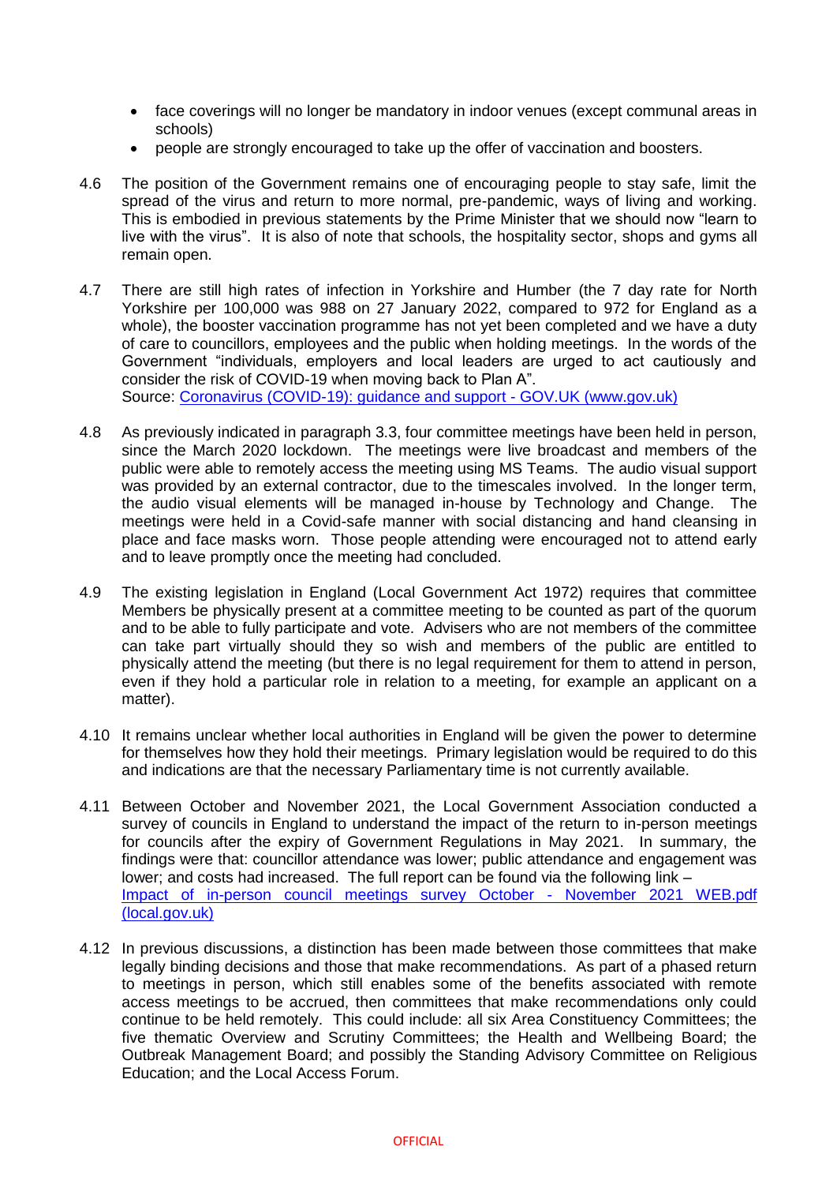- face coverings will no longer be mandatory in indoor venues (except communal areas in schools)
- people are strongly encouraged to take up the offer of vaccination and boosters.

4.6 The position of the Government remains one of encouraging people to stay safe, limit the spread of the virus and return to more normal, pre-pandemic, ways of living and working. This is embodied in previous statements by the Prime Minister that we should now "learn to live with the virus". It is also of note that schools, the hospitality sector, shops and gyms all remain open.

4.7 There are still high rates of infection in Yorkshire and Humber (the 7 day rate for North Yorkshire per 100,000 was 988 on 27 January 2022, compared to 972 for England as a whole), the booster vaccination programme has not yet been completed and we have a duty of care to councillors, employees and the public when holding meetings. In the words of the Government "individuals, employers and local leaders are urged to act cautiously and consider the risk of COVID-19 when moving back to Plan A".
Source: [Coronavirus (COVID-19): guidance and support - GOV.UK (www.gov.uk)]

4.8 As previously indicated in paragraph 3.3, four committee meetings have been held in person, since the March 2020 lockdown. The meetings were live broadcast and members of the public were able to remotely access the meeting using MS Teams. The audio visual support was provided by an external contractor, due to the timescales involved. In the longer term, the audio visual elements will be managed in-house by Technology and Change. The meetings were held in a Covid-safe manner with social distancing and hand cleansing in place and face masks worn. Those people attending were encouraged not to attend early and to leave promptly once the meeting had concluded.

4.9 The existing legislation in England (Local Government Act 1972) requires that committee Members be physically present at a committee meeting to be counted as part of the quorum and to be able to fully participate and vote. Advisers who are not members of the committee can take part virtually should they so wish and members of the public are entitled to physically attend the meeting (but there is no legal requirement for them to attend in person, even if they hold a particular role in relation to a meeting, for example an applicant on a matter).

4.10 It remains unclear whether local authorities in England will be given the power to determine for themselves how they hold their meetings. Primary legislation would be required to do this and indications are that the necessary Parliamentary time is not currently available.

4.11 Between October and November 2021, the Local Government Association conducted a survey of councils in England to understand the impact of the return to in-person meetings for councils after the expiry of Government Regulations in May 2021. In summary, the findings were that: councillor attendance was lower; public attendance and engagement was lower; and costs had increased. The full report can be found via the following link –
[Impact of in-person council meetings survey October - November 2021 WEB.pdf (local.gov.uk)]

4.12 In previous discussions, a distinction has been made between those committees that make legally binding decisions and those that make recommendations. As part of a phased return to meetings in person, which still enables some of the benefits associated with remote access meetings to be accrued, then committees that make recommendations only could continue to be held remotely. This could include: all six Area Constituency Committees; the five thematic Overview and Scrutiny Committees; the Health and Wellbeing Board; the Outbreak Management Board; and possibly the Standing Advisory Committee on Religious Education; and the Local Access Forum.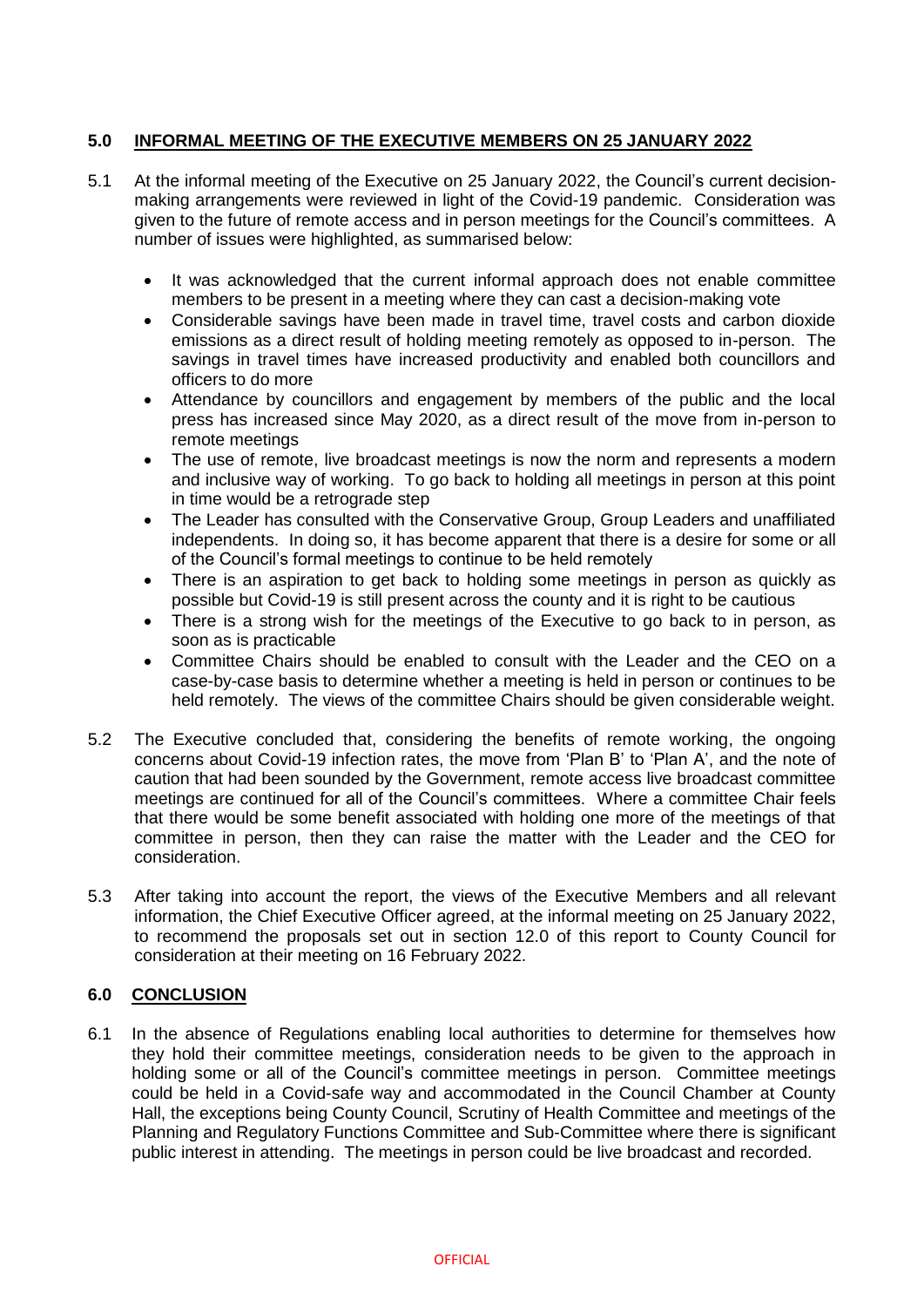## 5.0 INFORMAL MEETING OF THE EXECUTIVE MEMBERS ON 25 JANUARY 2022

5.1 At the informal meeting of the Executive on 25 January 2022, the Council's current decision-making arrangements were reviewed in light of the Covid-19 pandemic. Consideration was given to the future of remote access and in person meetings for the Council's committees. A number of issues were highlighted, as summarised below:

- It was acknowledged that the current informal approach does not enable committee members to be present in a meeting where they can cast a decision-making vote
- Considerable savings have been made in travel time, travel costs and carbon dioxide emissions as a direct result of holding meeting remotely as opposed to in-person. The savings in travel times have increased productivity and enabled both councillors and officers to do more
- Attendance by councillors and engagement by members of the public and the local press has increased since May 2020, as a direct result of the move from in-person to remote meetings
- The use of remote, live broadcast meetings is now the norm and represents a modern and inclusive way of working. To go back to holding all meetings in person at this point in time would be a retrograde step
- The Leader has consulted with the Conservative Group, Group Leaders and unaffiliated independents. In doing so, it has become apparent that there is a desire for some or all of the Council's formal meetings to continue to be held remotely
- There is an aspiration to get back to holding some meetings in person as quickly as possible but Covid-19 is still present across the county and it is right to be cautious
- There is a strong wish for the meetings of the Executive to go back to in person, as soon as is practicable
- Committee Chairs should be enabled to consult with the Leader and the CEO on a case-by-case basis to determine whether a meeting is held in person or continues to be held remotely. The views of the committee Chairs should be given considerable weight.

5.2 The Executive concluded that, considering the benefits of remote working, the ongoing concerns about Covid-19 infection rates, the move from 'Plan B' to 'Plan A', and the note of caution that had been sounded by the Government, remote access live broadcast committee meetings are continued for all of the Council's committees. Where a committee Chair feels that there would be some benefit associated with holding one more of the meetings of that committee in person, then they can raise the matter with the Leader and the CEO for consideration.

5.3 After taking into account the report, the views of the Executive Members and all relevant information, the Chief Executive Officer agreed, at the informal meeting on 25 January 2022, to recommend the proposals set out in section 12.0 of this report to County Council for consideration at their meeting on 16 February 2022.

## 6.0 CONCLUSION

6.1 In the absence of Regulations enabling local authorities to determine for themselves how they hold their committee meetings, consideration needs to be given to the approach in holding some or all of the Council's committee meetings in person. Committee meetings could be held in a Covid-safe way and accommodated in the Council Chamber at County Hall, the exceptions being County Council, Scrutiny of Health Committee and meetings of the Planning and Regulatory Functions Committee and Sub-Committee where there is significant public interest in attending. The meetings in person could be live broadcast and recorded.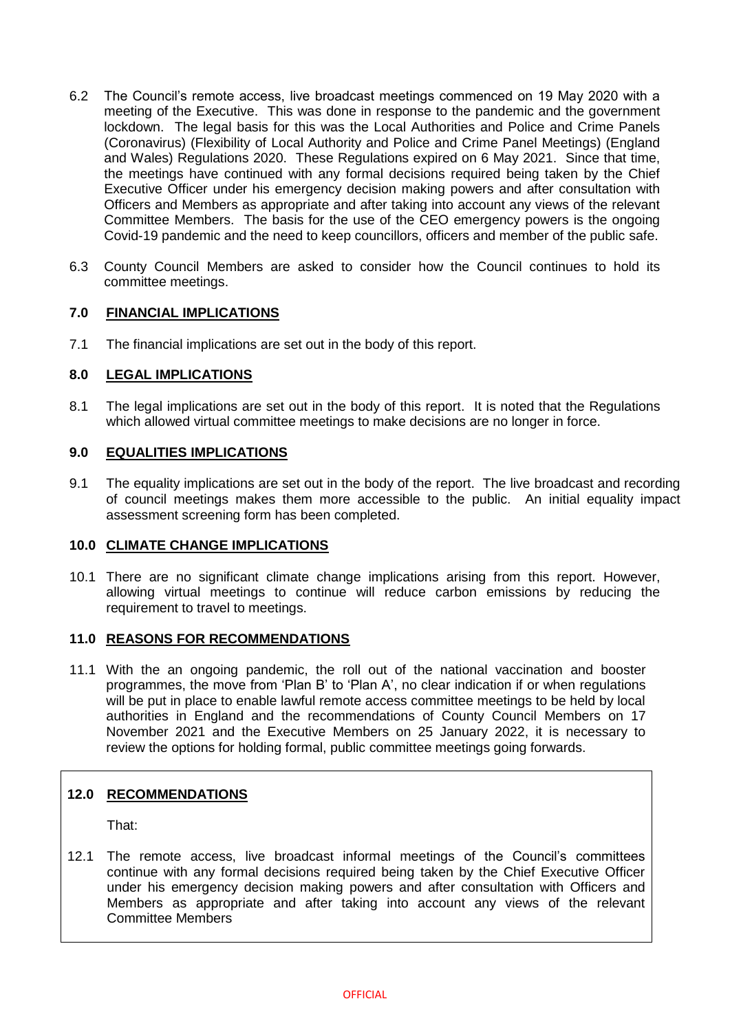6.2 The Council's remote access, live broadcast meetings commenced on 19 May 2020 with a meeting of the Executive. This was done in response to the pandemic and the government lockdown. The legal basis for this was the Local Authorities and Police and Crime Panels (Coronavirus) (Flexibility of Local Authority and Police and Crime Panel Meetings) (England and Wales) Regulations 2020. These Regulations expired on 6 May 2021. Since that time, the meetings have continued with any formal decisions required being taken by the Chief Executive Officer under his emergency decision making powers and after consultation with Officers and Members as appropriate and after taking into account any views of the relevant Committee Members. The basis for the use of the CEO emergency powers is the ongoing Covid-19 pandemic and the need to keep councillors, officers and member of the public safe.

6.3 County Council Members are asked to consider how the Council continues to hold its committee meetings.

## 7.0 FINANCIAL IMPLICATIONS

7.1 The financial implications are set out in the body of this report.

## 8.0 LEGAL IMPLICATIONS

8.1 The legal implications are set out in the body of this report. It is noted that the Regulations which allowed virtual committee meetings to make decisions are no longer in force.

## 9.0 EQUALITIES IMPLICATIONS

9.1 The equality implications are set out in the body of the report. The live broadcast and recording of council meetings makes them more accessible to the public. An initial equality impact assessment screening form has been completed.

## 10.0 CLIMATE CHANGE IMPLICATIONS

10.1 There are no significant climate change implications arising from this report. However, allowing virtual meetings to continue will reduce carbon emissions by reducing the requirement to travel to meetings.

## 11.0 REASONS FOR RECOMMENDATIONS

11.1 With the an ongoing pandemic, the roll out of the national vaccination and booster programmes, the move from 'Plan B' to 'Plan A', no clear indication if or when regulations will be put in place to enable lawful remote access committee meetings to be held by local authorities in England and the recommendations of County Council Members on 17 November 2021 and the Executive Members on 25 January 2022, it is necessary to review the options for holding formal, public committee meetings going forwards.

## 12.0 RECOMMENDATIONS

That:

12.1 The remote access, live broadcast informal meetings of the Council's committees continue with any formal decisions required being taken by the Chief Executive Officer under his emergency decision making powers and after consultation with Officers and Members as appropriate and after taking into account any views of the relevant Committee Members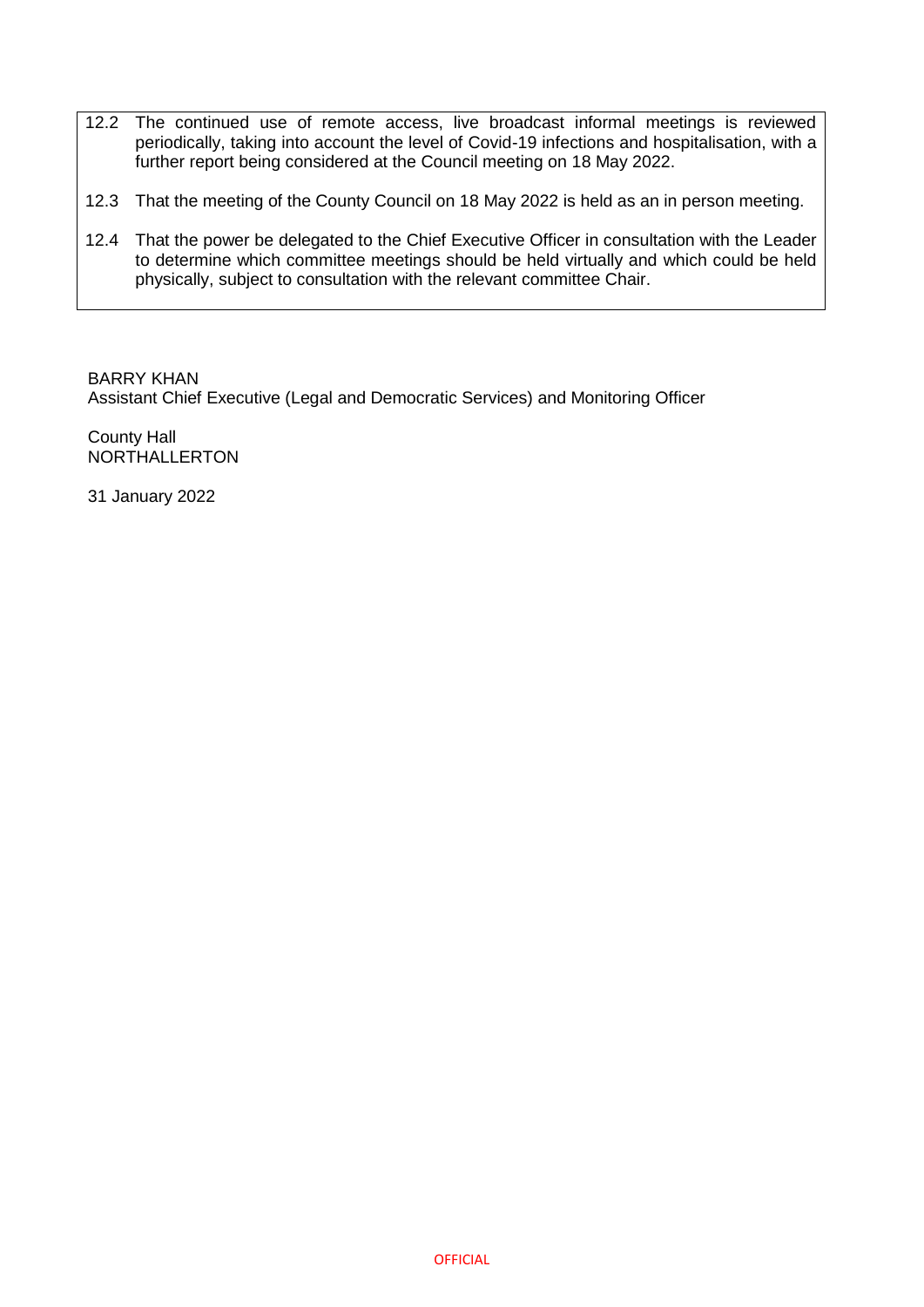12.2 The continued use of remote access, live broadcast informal meetings is reviewed periodically, taking into account the level of Covid-19 infections and hospitalisation, with a further report being considered at the Council meeting on 18 May 2022.

12.3 That the meeting of the County Council on 18 May 2022 is held as an in person meeting.

12.4 That the power be delegated to the Chief Executive Officer in consultation with the Leader to determine which committee meetings should be held virtually and which could be held physically, subject to consultation with the relevant committee Chair.

BARRY KHAN
Assistant Chief Executive (Legal and Democratic Services) and Monitoring Officer

County Hall
NORTHALLERTON

31 January 2022

OFFICIAL